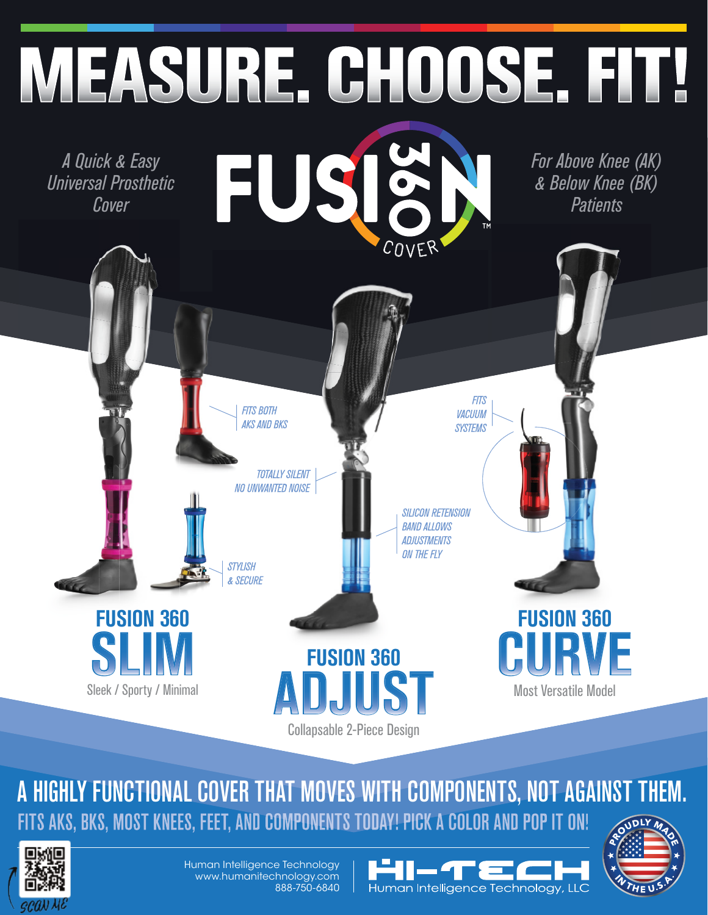# MEASURE. CHOOSE. FIT!

*A Quick & Easy Universal Prosthetic Cover*

**FUSION 360 COVER™**

*For Above Knee (AK) & Below Knee (BK) Patients*

*FITS BOTH AKS AND BKS*

*TOTALLY SILENT NO UNWANTED NOISE*

*STYLISH & SECURE*

*FITS VACUUM SYSTEMS*

*SILICON RETENSION BAND ALLOWS ADJUSTMENTS ON THE FLY*

## FUSION 360 SLIM

Sleek / Sporty / Minimal

## FUSION 360 ADJUST

Collapsable 2-Piece Design

## FUSION 360 CURVE

Most Versatile Model

## A HIGHLY FUNCTIONAL COVER THAT MOVES WITH COMPONENTS, NOT AGAINST THEM.

FITS AKS, BKS, MOST KNEES, FEET, AND COMPONENTS TODAY! PICK A COLOR AND POP IT ON!

SCAN ME

Human Intelligence Technology
www.humanitechnology.com
888-750-6840

HI-TECH
Human Intelligence Technology, LLC

PROUDLY MADE IN THE U.S.A.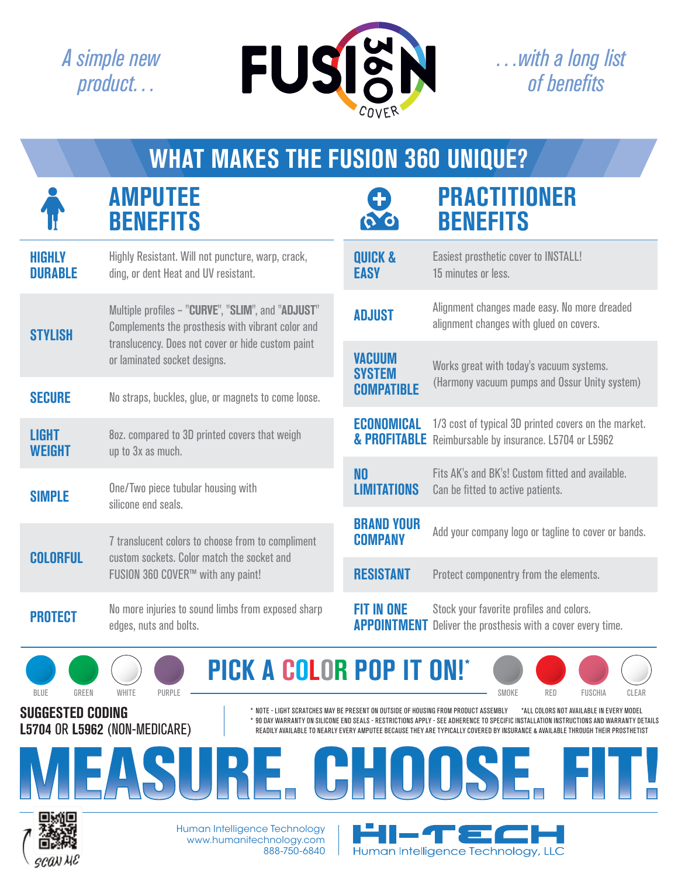*A simple new product...*

# FUSION 360 COVER

*...with a long list of benefits*

## WHAT MAKES THE FUSION 360 UNIQUE?

### AMPUTEE BENEFITS

| | |
|---|---|
| **HIGHLY DURABLE** | Highly Resistant. Will not puncture, warp, crack, ding, or dent Heat and UV resistant. |
| **STYLISH** | Multiple profiles - "**CURVE**", "**SLIM**", and "**ADJUST**" Complements the prosthesis with vibrant color and translucency. Does not cover or hide custom paint or laminated socket designs. |
| **SECURE** | No straps, buckles, glue, or magnets to come loose. |
| **LIGHT WEIGHT** | 8oz. compared to 3D printed covers that weigh up to 3x as much. |
| **SIMPLE** | One/Two piece tubular housing with silicone end seals. |
| **COLORFUL** | 7 translucent colors to choose from to compliment custom sockets. Color match the socket and FUSION 360 COVER™ with any paint! |
| **PROTECT** | No more injuries to sound limbs from exposed sharp edges, nuts and bolts. |

### PRACTITIONER BENEFITS

| | |
|---|---|
| **QUICK & EASY** | Easiest prosthetic cover to INSTALL! 15 minutes or less. |
| **ADJUST** | Alignment changes made easy. No more dreaded alignment changes with glued on covers. |
| **VACUUM SYSTEM COMPATIBLE** | Works great with today's vacuum systems. (Harmony vacuum pumps and Ossur Unity system) |
| **ECONOMICAL & PROFITABLE** | 1/3 cost of typical 3D printed covers on the market. Reimbursable by insurance. L5704 or L5962 |
| **NO LIMITATIONS** | Fits AK's and BK's! Custom fitted and available. Can be fitted to active patients. |
| **BRAND YOUR COMPANY** | Add your company logo or tagline to cover or bands. |
| **RESISTANT** | Protect componentry from the elements. |
| **FIT IN ONE APPOINTMENT** | Stock your favorite profiles and colors. Deliver the prosthesis with a cover every time. |

## PICK A COLOR POP IT ON!*

BLUE, GREEN, WHITE, PURPLE, SMOKE, RED, FUSCHIA, CLEAR

**SUGGESTED CODING**
**L5704** OR **L5962** (NON-MEDICARE)

\* NOTE - LIGHT SCRATCHES MAY BE PRESENT ON OUTSIDE OF HOUSING FROM PRODUCT ASSEMBLY *ALL COLORS NOT AVAILABLE IN EVERY MODEL
\* 90 DAY WARRANTY ON SILICONE END SEALS - RESTRICTIONS APPLY - SEE ADHERENCE TO SPECIFIC INSTALLATION INSTRUCTIONS AND WARRANTY DETAILS
READILY AVAILABLE TO NEARLY EVERY AMPUTEE BECAUSE THEY ARE TYPICALLY COVERED BY INSURANCE & AVAILABLE THROUGH THEIR PROSTHETIST

# MEASURE. CHOOSE. FIT!

SCAN ME

Human Intelligence Technology
www.humanitechnology.com
888-750-6840

HI-TECH
Human Intelligence Technology, LLC